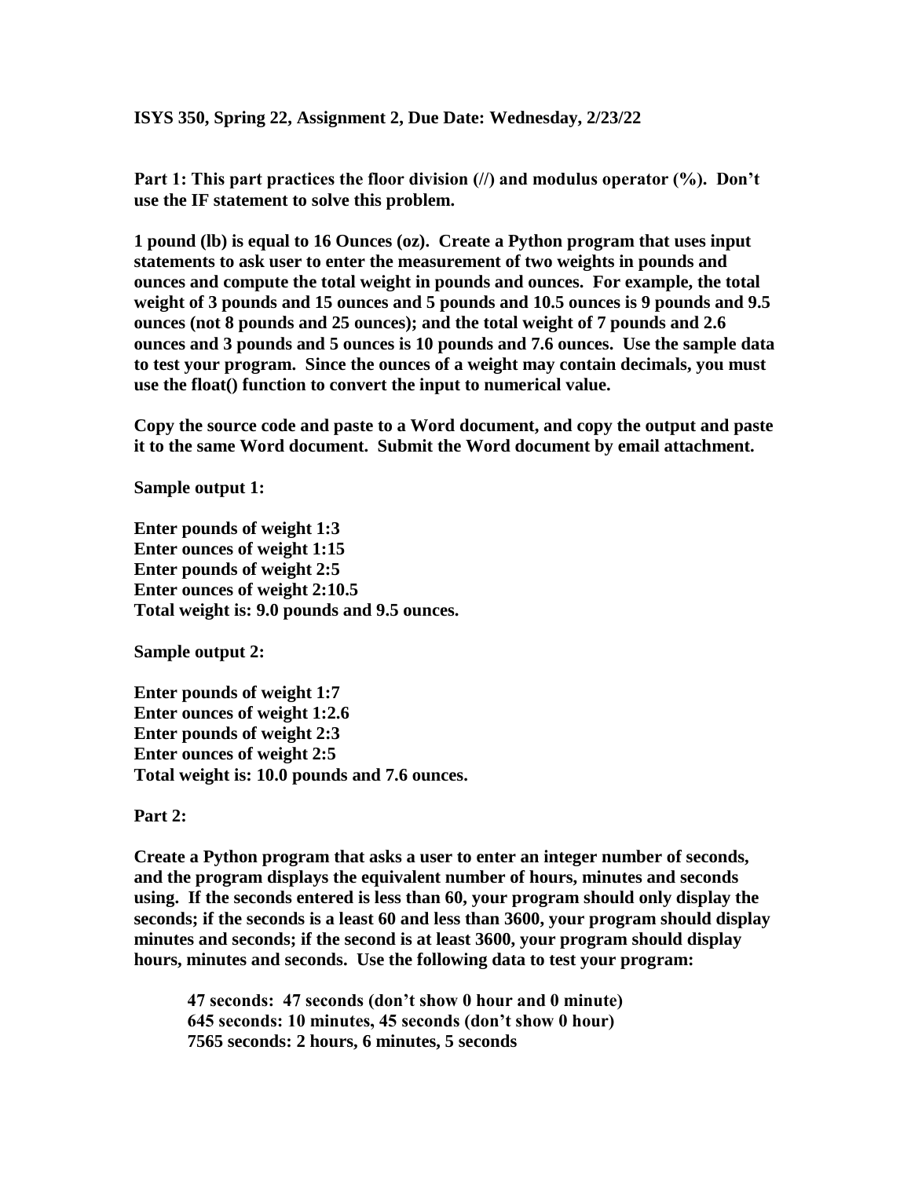**ISYS 350, Spring 22, Assignment 2, Due Date: Wednesday, 2/23/22**

**Part 1: This part practices the floor division (//) and modulus operator (%). Don't use the IF statement to solve this problem.**

**1 pound (lb) is equal to 16 Ounces (oz). Create a Python program that uses input statements to ask user to enter the measurement of two weights in pounds and ounces and compute the total weight in pounds and ounces. For example, the total weight of 3 pounds and 15 ounces and 5 pounds and 10.5 ounces is 9 pounds and 9.5 ounces (not 8 pounds and 25 ounces); and the total weight of 7 pounds and 2.6 ounces and 3 pounds and 5 ounces is 10 pounds and 7.6 ounces. Use the sample data to test your program. Since the ounces of a weight may contain decimals, you must use the float() function to convert the input to numerical value.**

**Copy the source code and paste to a Word document, and copy the output and paste it to the same Word document. Submit the Word document by email attachment.**

**Sample output 1:**

**Enter pounds of weight 1:3**
**Enter ounces of weight 1:15**
**Enter pounds of weight 2:5**
**Enter ounces of weight 2:10.5**
**Total weight is: 9.0 pounds and 9.5 ounces.**

**Sample output 2:**

**Enter pounds of weight 1:7**
**Enter ounces of weight 1:2.6**
**Enter pounds of weight 2:3**
**Enter ounces of weight 2:5**
**Total weight is: 10.0 pounds and 7.6 ounces.**

**Part 2:**

**Create a Python program that asks a user to enter an integer number of seconds, and the program displays the equivalent number of hours, minutes and seconds using. If the seconds entered is less than 60, your program should only display the seconds; if the seconds is a least 60 and less than 3600, your program should display minutes and seconds; if the second is at least 3600, your program should display hours, minutes and seconds. Use the following data to test your program:**

**47 seconds: 47 seconds (don't show 0 hour and 0 minute)**
**645 seconds: 10 minutes, 45 seconds (don't show 0 hour)**
**7565 seconds: 2 hours, 6 minutes, 5 seconds**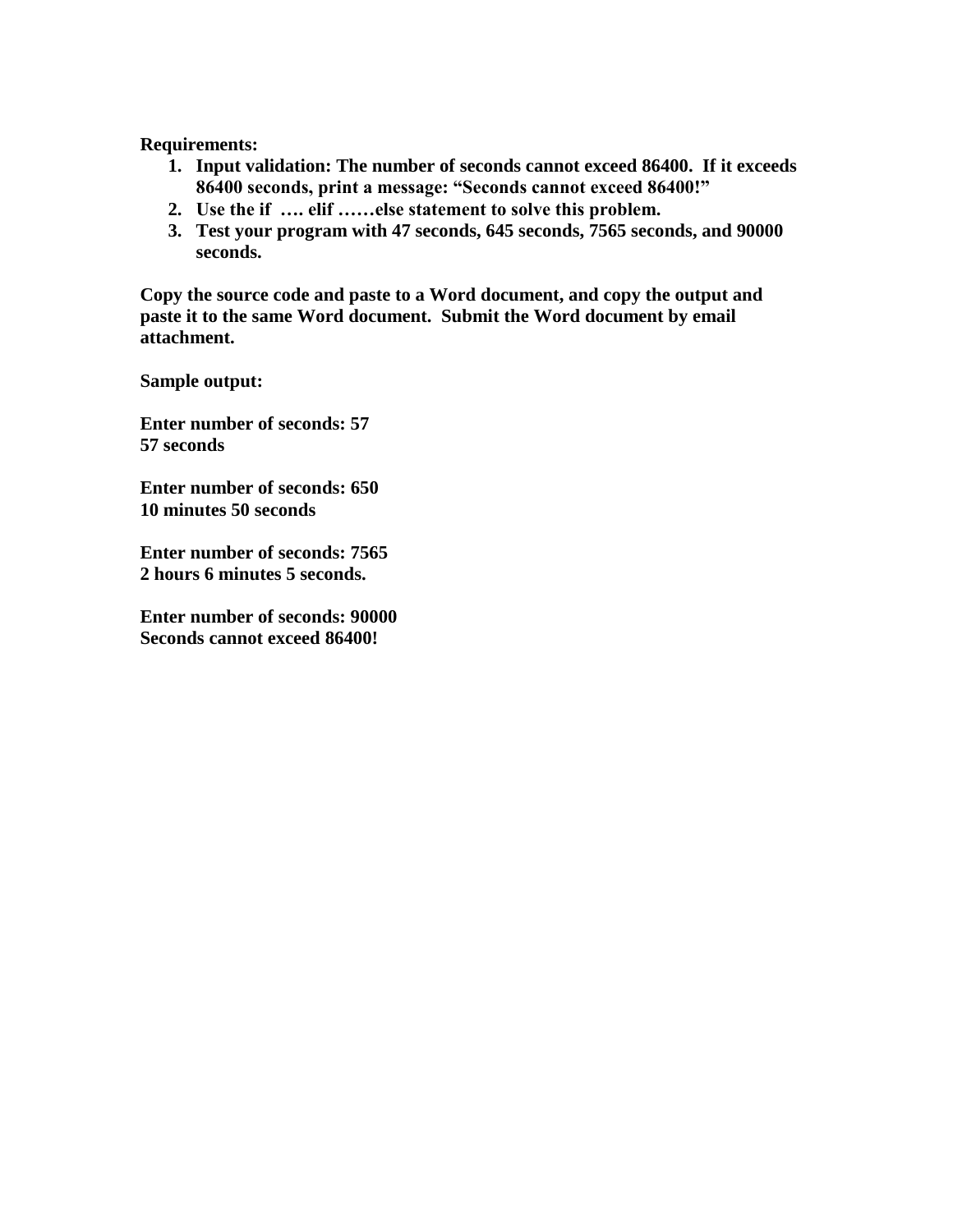**Requirements:**

1. **Input validation: The number of seconds cannot exceed 86400. If it exceeds 86400 seconds, print a message: "Seconds cannot exceed 86400!"**
2. **Use the if …. elif ……else statement to solve this problem.**
3. **Test your program with 47 seconds, 645 seconds, 7565 seconds, and 90000 seconds.**

**Copy the source code and paste to a Word document, and copy the output and paste it to the same Word document. Submit the Word document by email attachment.**

**Sample output:**

**Enter number of seconds: 57**
**57 seconds**

**Enter number of seconds: 650**
**10 minutes 50 seconds**

**Enter number of seconds: 7565**
**2 hours 6 minutes 5 seconds.**

**Enter number of seconds: 90000**
**Seconds cannot exceed 86400!**